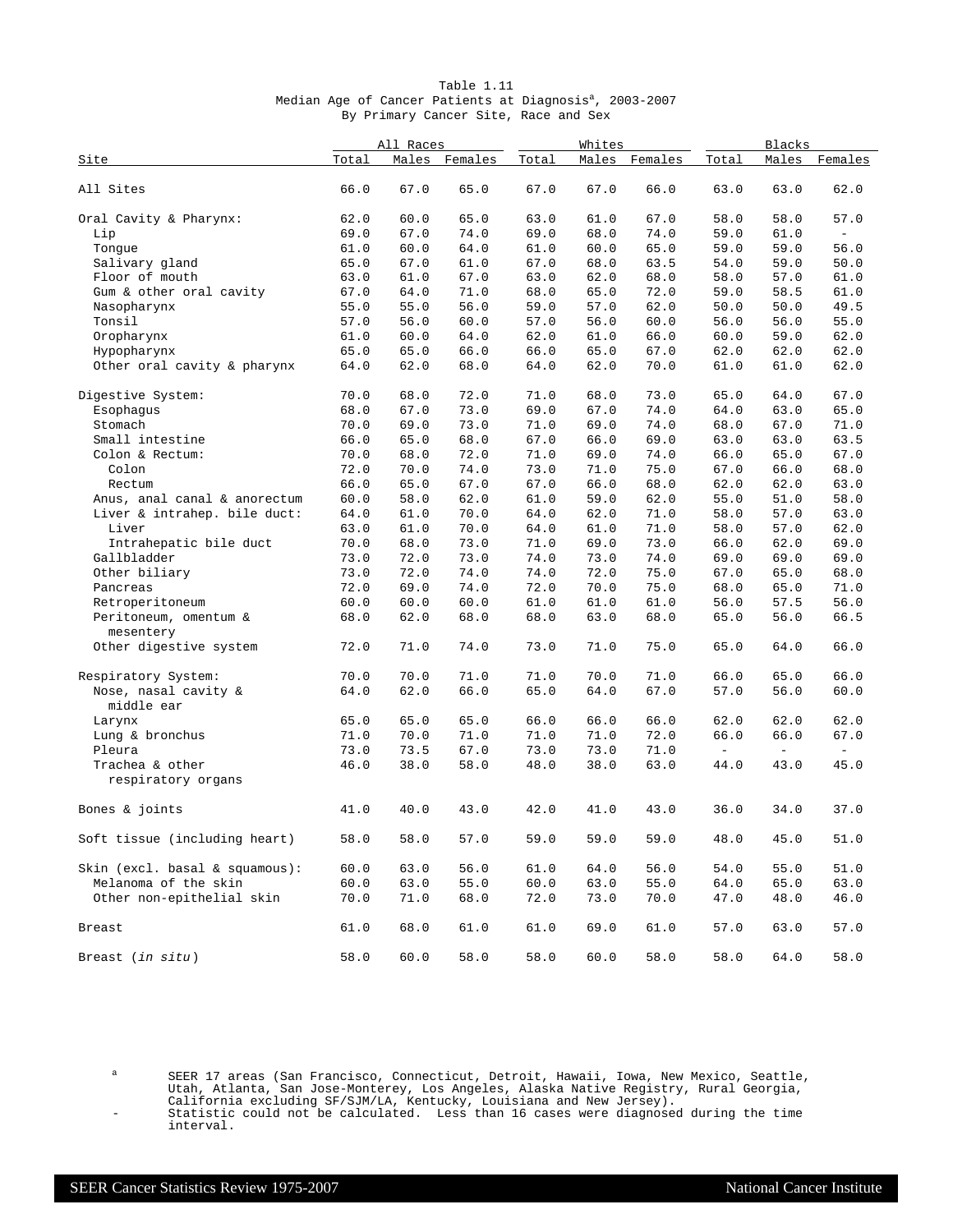Table 1.11
Median Age of Cancer Patients at Diagnosis[a], 2003-2007
By Primary Cancer Site, Race and Sex

| Site | All Races | | | Whites | | | Blacks | | |
|---|---|---|---|---|---|---|---|---|---|
| | Total | Males | Females | Total | Males | Females | Total | Males | Females |
| All Sites | 66.0 | 67.0 | 65.0 | 67.0 | 67.0 | 66.0 | 63.0 | 63.0 | 62.0 |
| Oral Cavity & Pharynx: | 62.0 | 60.0 | 65.0 | 63.0 | 61.0 | 67.0 | 58.0 | 58.0 | 57.0 |
| Lip | 69.0 | 67.0 | 74.0 | 69.0 | 68.0 | 74.0 | 59.0 | 61.0 | - |
| Tongue | 61.0 | 60.0 | 64.0 | 61.0 | 60.0 | 65.0 | 59.0 | 59.0 | 56.0 |
| Salivary gland | 65.0 | 67.0 | 61.0 | 67.0 | 68.0 | 63.5 | 54.0 | 59.0 | 50.0 |
| Floor of mouth | 63.0 | 61.0 | 67.0 | 63.0 | 62.0 | 68.0 | 58.0 | 57.0 | 61.0 |
| Gum & other oral cavity | 67.0 | 64.0 | 71.0 | 68.0 | 65.0 | 72.0 | 59.0 | 58.5 | 61.0 |
| Nasopharynx | 55.0 | 55.0 | 56.0 | 59.0 | 57.0 | 62.0 | 50.0 | 50.0 | 49.5 |
| Tonsil | 57.0 | 56.0 | 60.0 | 57.0 | 56.0 | 60.0 | 56.0 | 56.0 | 55.0 |
| Oropharynx | 61.0 | 60.0 | 64.0 | 62.0 | 61.0 | 66.0 | 60.0 | 59.0 | 62.0 |
| Hypopharynx | 65.0 | 65.0 | 66.0 | 66.0 | 65.0 | 67.0 | 62.0 | 62.0 | 62.0 |
| Other oral cavity & pharynx | 64.0 | 62.0 | 68.0 | 64.0 | 62.0 | 70.0 | 61.0 | 61.0 | 62.0 |
| Digestive System: | 70.0 | 68.0 | 72.0 | 71.0 | 68.0 | 73.0 | 65.0 | 64.0 | 67.0 |
| Esophagus | 68.0 | 67.0 | 73.0 | 69.0 | 67.0 | 74.0 | 64.0 | 63.0 | 65.0 |
| Stomach | 70.0 | 69.0 | 73.0 | 71.0 | 69.0 | 74.0 | 68.0 | 67.0 | 71.0 |
| Small intestine | 66.0 | 65.0 | 68.0 | 67.0 | 66.0 | 69.0 | 63.0 | 63.0 | 63.5 |
| Colon & Rectum: | 70.0 | 68.0 | 72.0 | 71.0 | 69.0 | 74.0 | 66.0 | 65.0 | 67.0 |
| Colon | 72.0 | 70.0 | 74.0 | 73.0 | 71.0 | 75.0 | 67.0 | 66.0 | 68.0 |
| Rectum | 66.0 | 65.0 | 67.0 | 67.0 | 66.0 | 68.0 | 62.0 | 62.0 | 63.0 |
| Anus, anal canal & anorectum | 60.0 | 58.0 | 62.0 | 61.0 | 59.0 | 62.0 | 55.0 | 51.0 | 58.0 |
| Liver & intrahep. bile duct: | 64.0 | 61.0 | 70.0 | 64.0 | 62.0 | 71.0 | 58.0 | 57.0 | 63.0 |
| Liver | 63.0 | 61.0 | 70.0 | 64.0 | 61.0 | 71.0 | 58.0 | 57.0 | 62.0 |
| Intrahepatic bile duct | 70.0 | 68.0 | 73.0 | 71.0 | 69.0 | 73.0 | 66.0 | 62.0 | 69.0 |
| Gallbladder | 73.0 | 72.0 | 73.0 | 74.0 | 73.0 | 74.0 | 69.0 | 69.0 | 69.0 |
| Other biliary | 73.0 | 72.0 | 74.0 | 74.0 | 72.0 | 75.0 | 67.0 | 65.0 | 68.0 |
| Pancreas | 72.0 | 69.0 | 74.0 | 72.0 | 70.0 | 75.0 | 68.0 | 65.0 | 71.0 |
| Retroperitoneum | 60.0 | 60.0 | 60.0 | 61.0 | 61.0 | 61.0 | 56.0 | 57.5 | 56.0 |
| Peritoneum, omentum & mesentery | 68.0 | 62.0 | 68.0 | 68.0 | 63.0 | 68.0 | 65.0 | 56.0 | 66.5 |
| Other digestive system | 72.0 | 71.0 | 74.0 | 73.0 | 71.0 | 75.0 | 65.0 | 64.0 | 66.0 |
| Respiratory System: | 70.0 | 70.0 | 71.0 | 71.0 | 70.0 | 71.0 | 66.0 | 65.0 | 66.0 |
| Nose, nasal cavity & middle ear | 64.0 | 62.0 | 66.0 | 65.0 | 64.0 | 67.0 | 57.0 | 56.0 | 60.0 |
| Larynx | 65.0 | 65.0 | 65.0 | 66.0 | 66.0 | 66.0 | 62.0 | 62.0 | 62.0 |
| Lung & bronchus | 71.0 | 70.0 | 71.0 | 71.0 | 71.0 | 72.0 | 66.0 | 66.0 | 67.0 |
| Pleura | 73.0 | 73.5 | 67.0 | 73.0 | 73.0 | 71.0 | - | - | - |
| Trachea & other respiratory organs | 46.0 | 38.0 | 58.0 | 48.0 | 38.0 | 63.0 | 44.0 | 43.0 | 45.0 |
| Bones & joints | 41.0 | 40.0 | 43.0 | 42.0 | 41.0 | 43.0 | 36.0 | 34.0 | 37.0 |
| Soft tissue (including heart) | 58.0 | 58.0 | 57.0 | 59.0 | 59.0 | 59.0 | 48.0 | 45.0 | 51.0 |
| Skin (excl. basal & squamous): | 60.0 | 63.0 | 56.0 | 61.0 | 64.0 | 56.0 | 54.0 | 55.0 | 51.0 |
| Melanoma of the skin | 60.0 | 63.0 | 55.0 | 60.0 | 63.0 | 55.0 | 64.0 | 65.0 | 63.0 |
| Other non-epithelial skin | 70.0 | 71.0 | 68.0 | 72.0 | 73.0 | 70.0 | 47.0 | 48.0 | 46.0 |
| Breast | 61.0 | 68.0 | 61.0 | 61.0 | 69.0 | 61.0 | 57.0 | 63.0 | 57.0 |
| Breast (*in situ*) | 58.0 | 60.0 | 58.0 | 58.0 | 60.0 | 58.0 | 58.0 | 64.0 | 58.0 |

[a] SEER 17 areas (San Francisco, Connecticut, Detroit, Hawaii, Iowa, New Mexico, Seattle, Utah, Atlanta, San Jose-Monterey, Los Angeles, Alaska Native Registry, Rural Georgia, California excluding SF/SJM/LA, Kentucky, Louisiana and New Jersey).

\- Statistic could not be calculated. Less than 16 cases were diagnosed during the time interval.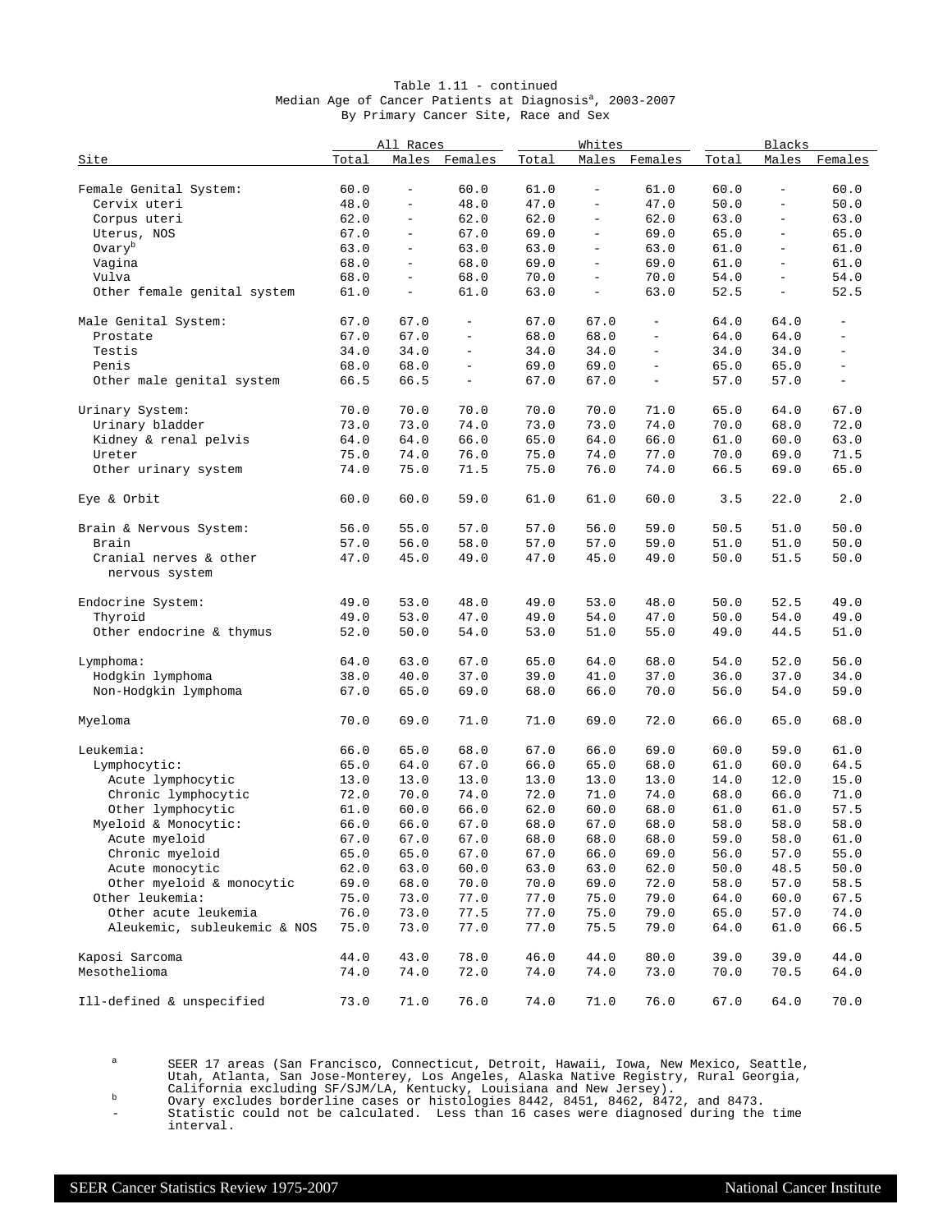Table 1.11 - continued
Median Age of Cancer Patients at Diagnosis[a], 2003-2007
By Primary Cancer Site, Race and Sex

| | All Races | | | Whites | | | Blacks | | |
|---|---|---|---|---|---|---|---|---|---|
| Site | Total | Males | Females | Total | Males | Females | Total | Males | Females |
| Female Genital System: | 60.0 | - | 60.0 | 61.0 | - | 61.0 | 60.0 | - | 60.0 |
| Cervix uteri | 48.0 | - | 48.0 | 47.0 | - | 47.0 | 50.0 | - | 50.0 |
| Corpus uteri | 62.0 | - | 62.0 | 62.0 | - | 62.0 | 63.0 | - | 63.0 |
| Uterus, NOS | 67.0 | - | 67.0 | 69.0 | - | 69.0 | 65.0 | - | 65.0 |
| Ovary[b] | 63.0 | - | 63.0 | 63.0 | - | 63.0 | 61.0 | - | 61.0 |
| Vagina | 68.0 | - | 68.0 | 69.0 | - | 69.0 | 61.0 | - | 61.0 |
| Vulva | 68.0 | - | 68.0 | 70.0 | - | 70.0 | 54.0 | - | 54.0 |
| Other female genital system | 61.0 | - | 61.0 | 63.0 | - | 63.0 | 52.5 | - | 52.5 |
| Male Genital System: | 67.0 | 67.0 | - | 67.0 | 67.0 | - | 64.0 | 64.0 | - |
| Prostate | 67.0 | 67.0 | - | 68.0 | 68.0 | - | 64.0 | 64.0 | - |
| Testis | 34.0 | 34.0 | - | 34.0 | 34.0 | - | 34.0 | 34.0 | - |
| Penis | 68.0 | 68.0 | - | 69.0 | 69.0 | - | 65.0 | 65.0 | - |
| Other male genital system | 66.5 | 66.5 | - | 67.0 | 67.0 | - | 57.0 | 57.0 | - |
| Urinary System: | 70.0 | 70.0 | 70.0 | 70.0 | 70.0 | 71.0 | 65.0 | 64.0 | 67.0 |
| Urinary bladder | 73.0 | 73.0 | 74.0 | 73.0 | 73.0 | 74.0 | 70.0 | 68.0 | 72.0 |
| Kidney & renal pelvis | 64.0 | 64.0 | 66.0 | 65.0 | 64.0 | 66.0 | 61.0 | 60.0 | 63.0 |
| Ureter | 75.0 | 74.0 | 76.0 | 75.0 | 74.0 | 77.0 | 70.0 | 69.0 | 71.5 |
| Other urinary system | 74.0 | 75.0 | 71.5 | 75.0 | 76.0 | 74.0 | 66.5 | 69.0 | 65.0 |
| Eye & Orbit | 60.0 | 60.0 | 59.0 | 61.0 | 61.0 | 60.0 | 3.5 | 22.0 | 2.0 |
| Brain & Nervous System: | 56.0 | 55.0 | 57.0 | 57.0 | 56.0 | 59.0 | 50.5 | 51.0 | 50.0 |
| Brain | 57.0 | 56.0 | 58.0 | 57.0 | 57.0 | 59.0 | 51.0 | 51.0 | 50.0 |
| Cranial nerves & other nervous system | 47.0 | 45.0 | 49.0 | 47.0 | 45.0 | 49.0 | 50.0 | 51.5 | 50.0 |
| Endocrine System: | 49.0 | 53.0 | 48.0 | 49.0 | 53.0 | 48.0 | 50.0 | 52.5 | 49.0 |
| Thyroid | 49.0 | 53.0 | 47.0 | 49.0 | 54.0 | 47.0 | 50.0 | 54.0 | 49.0 |
| Other endocrine & thymus | 52.0 | 50.0 | 54.0 | 53.0 | 51.0 | 55.0 | 49.0 | 44.5 | 51.0 |
| Lymphoma: | 64.0 | 63.0 | 67.0 | 65.0 | 64.0 | 68.0 | 54.0 | 52.0 | 56.0 |
| Hodgkin lymphoma | 38.0 | 40.0 | 37.0 | 39.0 | 41.0 | 37.0 | 36.0 | 37.0 | 34.0 |
| Non-Hodgkin lymphoma | 67.0 | 65.0 | 69.0 | 68.0 | 66.0 | 70.0 | 56.0 | 54.0 | 59.0 |
| Myeloma | 70.0 | 69.0 | 71.0 | 71.0 | 69.0 | 72.0 | 66.0 | 65.0 | 68.0 |
| Leukemia: | 66.0 | 65.0 | 68.0 | 67.0 | 66.0 | 69.0 | 60.0 | 59.0 | 61.0 |
| Lymphocytic: | 65.0 | 64.0 | 67.0 | 66.0 | 65.0 | 68.0 | 61.0 | 60.0 | 64.5 |
| Acute lymphocytic | 13.0 | 13.0 | 13.0 | 13.0 | 13.0 | 13.0 | 14.0 | 12.0 | 15.0 |
| Chronic lymphocytic | 72.0 | 70.0 | 74.0 | 72.0 | 71.0 | 74.0 | 68.0 | 66.0 | 71.0 |
| Other lymphocytic | 61.0 | 60.0 | 66.0 | 62.0 | 60.0 | 68.0 | 61.0 | 61.0 | 57.5 |
| Myeloid & Monocytic: | 66.0 | 66.0 | 67.0 | 68.0 | 67.0 | 68.0 | 58.0 | 58.0 | 58.0 |
| Acute myeloid | 67.0 | 67.0 | 67.0 | 68.0 | 68.0 | 68.0 | 59.0 | 58.0 | 61.0 |
| Chronic myeloid | 65.0 | 65.0 | 67.0 | 67.0 | 66.0 | 69.0 | 56.0 | 57.0 | 55.0 |
| Acute monocytic | 62.0 | 63.0 | 60.0 | 63.0 | 63.0 | 62.0 | 50.0 | 48.5 | 50.0 |
| Other myeloid & monocytic | 69.0 | 68.0 | 70.0 | 70.0 | 69.0 | 72.0 | 58.0 | 57.0 | 58.5 |
| Other leukemia: | 75.0 | 73.0 | 77.0 | 77.0 | 75.0 | 79.0 | 64.0 | 60.0 | 67.5 |
| Other acute leukemia | 76.0 | 73.0 | 77.5 | 77.0 | 75.0 | 79.0 | 65.0 | 57.0 | 74.0 |
| Aleukemic, subleukemic & NOS | 75.0 | 73.0 | 77.0 | 77.0 | 75.5 | 79.0 | 64.0 | 61.0 | 66.5 |
| Kaposi Sarcoma | 44.0 | 43.0 | 78.0 | 46.0 | 44.0 | 80.0 | 39.0 | 39.0 | 44.0 |
| Mesothelioma | 74.0 | 74.0 | 72.0 | 74.0 | 74.0 | 73.0 | 70.0 | 70.5 | 64.0 |
| Ill-defined & unspecified | 73.0 | 71.0 | 76.0 | 74.0 | 71.0 | 76.0 | 67.0 | 64.0 | 70.0 |

[a] SEER 17 areas (San Francisco, Connecticut, Detroit, Hawaii, Iowa, New Mexico, Seattle, Utah, Atlanta, San Jose-Monterey, Los Angeles, Alaska Native Registry, Rural Georgia, California excluding SF/SJM/LA, Kentucky, Louisiana and New Jersey).

[b] Ovary excludes borderline cases or histologies 8442, 8451, 8462, 8472, and 8473.

\- Statistic could not be calculated. Less than 16 cases were diagnosed during the time interval.